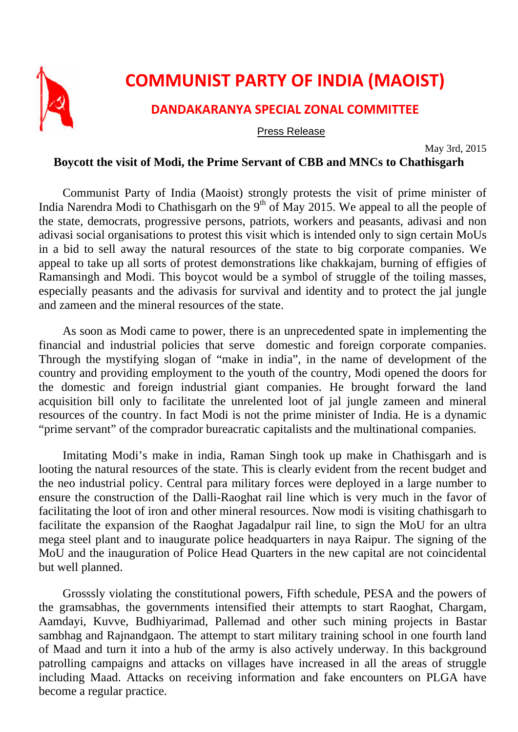# COMMUNIST PARTY OF INDIA (MAOIST)

## DANDAKARANYA SPECIAL ZONAL COMMITTEE

Press Release

May 3rd, 2015

**Boycott the visit of Modi, the Prime Servant of CBB and MNCs to Chathisgarh**

Communist Party of India (Maoist) strongly protests the visit of prime minister of India Narendra Modi to Chathisgarh on the 9th of May 2015. We appeal to all the people of the state, democrats, progressive persons, patriots, workers and peasants, adivasi and non adivasi social organisations to protest this visit which is intended only to sign certain MoUs in a bid to sell away the natural resources of the state to big corporate companies. We appeal to take up all sorts of protest demonstrations like chakkajam, burning of effigies of Ramansingh and Modi. This boycot would be a symbol of struggle of the toiling masses, especially peasants and the adivasis for survival and identity and to protect the jal jungle and zameen and the mineral resources of the state.

As soon as Modi came to power, there is an unprecedented spate in implementing the financial and industrial policies that serve domestic and foreign corporate companies. Through the mystifying slogan of "make in india", in the name of development of the country and providing employment to the youth of the country, Modi opened the doors for the domestic and foreign industrial giant companies. He brought forward the land acquisition bill only to facilitate the unrelented loot of jal jungle zameen and mineral resources of the country. In fact Modi is not the prime minister of India. He is a dynamic "prime servant" of the comprador bureacratic capitalists and the multinational companies.

Imitating Modi's make in india, Raman Singh took up make in Chathisgarh and is looting the natural resources of the state. This is clearly evident from the recent budget and the neo industrial policy. Central para military forces were deployed in a large number to ensure the construction of the Dalli-Raoghat rail line which is very much in the favor of facilitating the loot of iron and other mineral resources. Now modi is visiting chathisgarh to facilitate the expansion of the Raoghat Jagadalpur rail line, to sign the MoU for an ultra mega steel plant and to inaugurate police headquarters in naya Raipur. The signing of the MoU and the inauguration of Police Head Quarters in the new capital are not coincidental but well planned.

Grosssly violating the constitutional powers, Fifth schedule, PESA and the powers of the gramsabhas, the governments intensified their attempts to start Raoghat, Chargam, Aamdayi, Kuvve, Budhiyarimad, Pallemad and other such mining projects in Bastar sambhag and Rajnandgaon. The attempt to start military training school in one fourth land of Maad and turn it into a hub of the army is also actively underway. In this background patrolling campaigns and attacks on villages have increased in all the areas of struggle including Maad. Attacks on receiving information and fake encounters on PLGA have become a regular practice.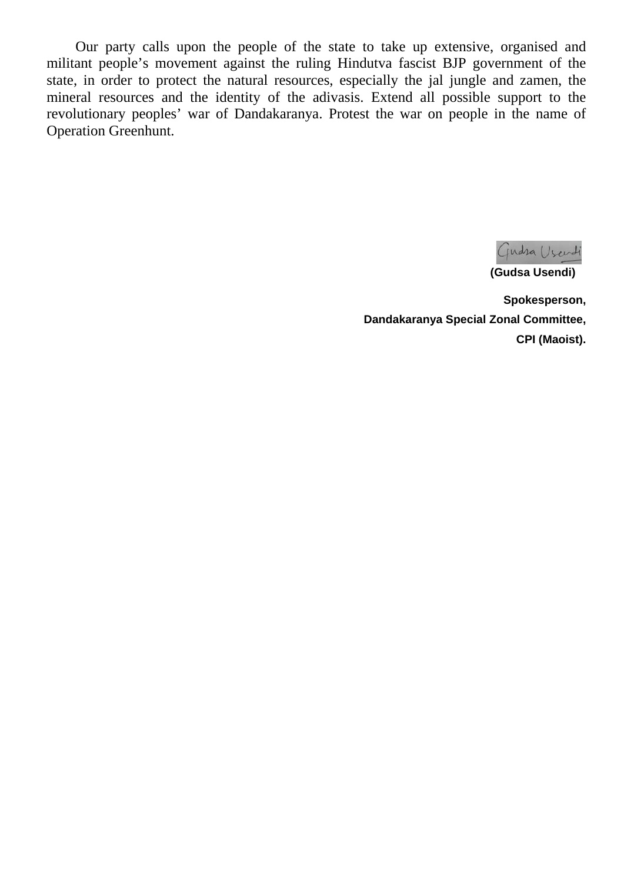Our party calls upon the people of the state to take up extensive, organised and militant people's movement against the ruling Hindutva fascist BJP government of the state, in order to protect the natural resources, especially the jal jungle and zamen, the mineral resources and the identity of the adivasis. Extend all possible support to the revolutionary peoples' war of Dandakaranya. Protest the war on people in the name of Operation Greenhunt.

Gudsa Usendi

**(Gudsa Usendi)**

**Spokesperson,**

**Dandakaranya Special Zonal Committee,**

**CPI (Maoist).**